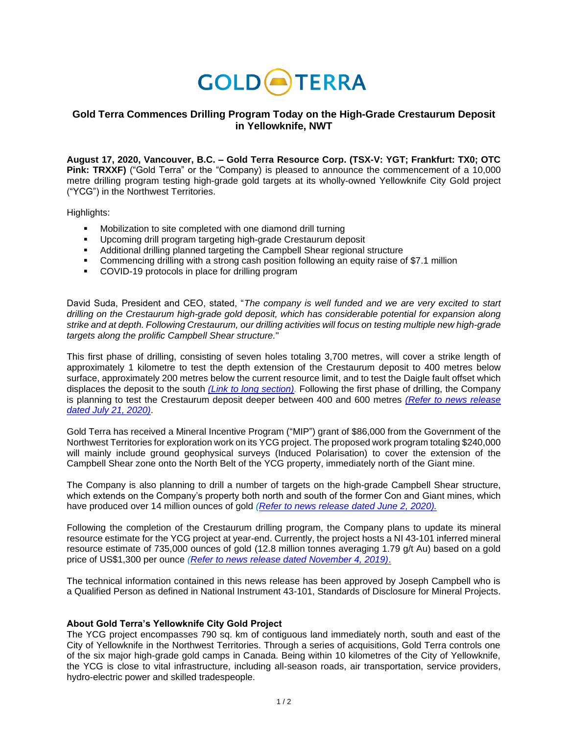GOLD TERRA

## Gold Terra Commences Drilling Program Today on the High-Grade Crestaurum Deposit in Yellowknife, NWT

**August 17, 2020, Vancouver, B.C. – Gold Terra Resource Corp. (TSX-V: YGT; Frankfurt: TX0; OTC Pink: TRXXF)** ("Gold Terra" or the "Company) is pleased to announce the commencement of a 10,000 metre drilling program testing high-grade gold targets at its wholly-owned Yellowknife City Gold project ("YCG") in the Northwest Territories.

Highlights:

- Mobilization to site completed with one diamond drill turning
- Upcoming drill program targeting high-grade Crestaurum deposit
- Additional drilling planned targeting the Campbell Shear regional structure
- Commencing drilling with a strong cash position following an equity raise of $7.1 million
- COVID-19 protocols in place for drilling program

David Suda, President and CEO, stated, "*The company is well funded and we are very excited to start drilling on the Crestaurum high-grade gold deposit, which has considerable potential for expansion along strike and at depth. Following Crestaurum, our drilling activities will focus on testing multiple new high-grade targets along the prolific Campbell Shear structure.*"

This first phase of drilling, consisting of seven holes totaling 3,700 metres, will cover a strike length of approximately 1 kilometre to test the depth extension of the Crestaurum deposit to 400 metres below surface, approximately 200 metres below the current resource limit, and to test the Daigle fault offset which displaces the deposit to the south *(Link to long section).* Following the first phase of drilling, the Company is planning to test the Crestaurum deposit deeper between 400 and 600 metres *(Refer to news release dated July 21, 2020)*.

Gold Terra has received a Mineral Incentive Program ("MIP") grant of $86,000 from the Government of the Northwest Territories for exploration work on its YCG project. The proposed work program totaling $240,000 will mainly include ground geophysical surveys (Induced Polarisation) to cover the extension of the Campbell Shear zone onto the North Belt of the YCG property, immediately north of the Giant mine.

The Company is also planning to drill a number of targets on the high-grade Campbell Shear structure, which extends on the Company's property both north and south of the former Con and Giant mines, which have produced over 14 million ounces of gold *(Refer to news release dated June 2, 2020).*

Following the completion of the Crestaurum drilling program, the Company plans to update its mineral resource estimate for the YCG project at year-end. Currently, the project hosts a NI 43-101 inferred mineral resource estimate of 735,000 ounces of gold (12.8 million tonnes averaging 1.79 g/t Au) based on a gold price of US$1,300 per ounce *(Refer to news release dated November 4, 2019)*.

The technical information contained in this news release has been approved by Joseph Campbell who is a Qualified Person as defined in National Instrument 43-101, Standards of Disclosure for Mineral Projects.

### About Gold Terra's Yellowknife City Gold Project

The YCG project encompasses 790 sq. km of contiguous land immediately north, south and east of the City of Yellowknife in the Northwest Territories. Through a series of acquisitions, Gold Terra controls one of the six major high-grade gold camps in Canada. Being within 10 kilometres of the City of Yellowknife, the YCG is close to vital infrastructure, including all-season roads, air transportation, service providers, hydro-electric power and skilled tradespeople.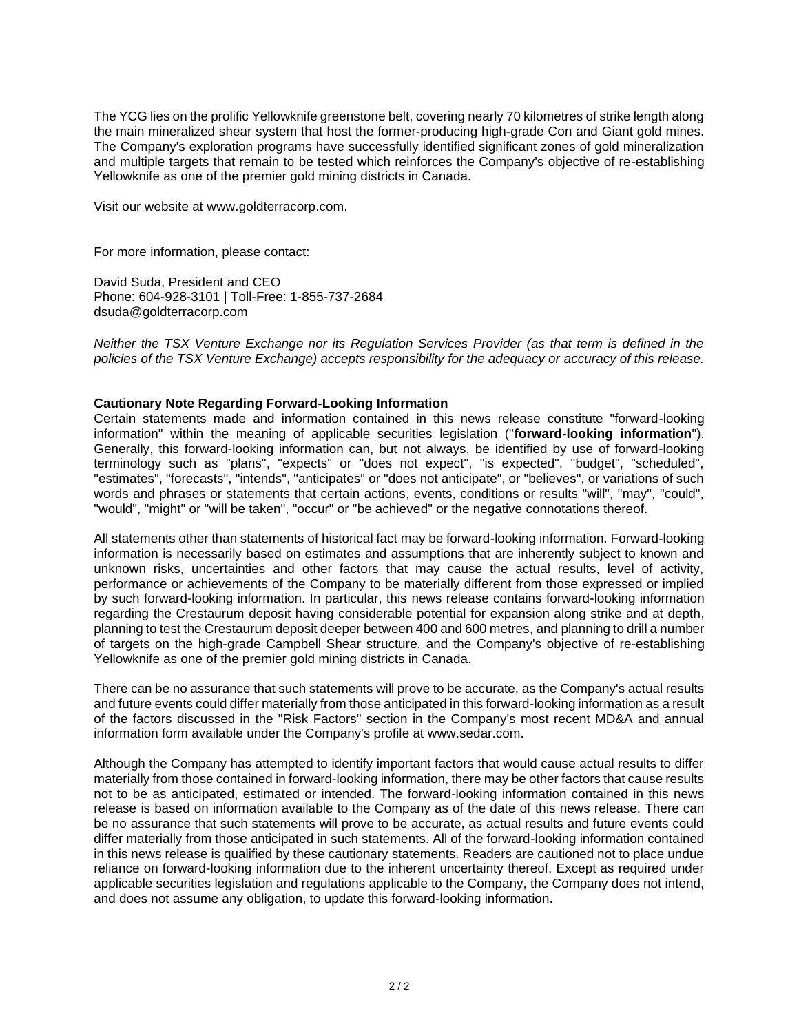The YCG lies on the prolific Yellowknife greenstone belt, covering nearly 70 kilometres of strike length along the main mineralized shear system that host the former-producing high-grade Con and Giant gold mines. The Company's exploration programs have successfully identified significant zones of gold mineralization and multiple targets that remain to be tested which reinforces the Company's objective of re-establishing Yellowknife as one of the premier gold mining districts in Canada.

Visit our website at www.goldterracorp.com.

For more information, please contact:

David Suda, President and CEO
Phone: 604-928-3101 | Toll-Free: 1-855-737-2684
dsuda@goldterracorp.com

*Neither the TSX Venture Exchange nor its Regulation Services Provider (as that term is defined in the policies of the TSX Venture Exchange) accepts responsibility for the adequacy or accuracy of this release.*

**Cautionary Note Regarding Forward-Looking Information**

Certain statements made and information contained in this news release constitute "forward-looking information" within the meaning of applicable securities legislation ("**forward-looking information**"). Generally, this forward-looking information can, but not always, be identified by use of forward-looking terminology such as "plans", "expects" or "does not expect", "is expected", "budget", "scheduled", "estimates", "forecasts", "intends", "anticipates" or "does not anticipate", or "believes", or variations of such words and phrases or statements that certain actions, events, conditions or results "will", "may", "could", "would", "might" or "will be taken", "occur" or "be achieved" or the negative connotations thereof.

All statements other than statements of historical fact may be forward-looking information. Forward-looking information is necessarily based on estimates and assumptions that are inherently subject to known and unknown risks, uncertainties and other factors that may cause the actual results, level of activity, performance or achievements of the Company to be materially different from those expressed or implied by such forward-looking information. In particular, this news release contains forward-looking information regarding the Crestaurum deposit having considerable potential for expansion along strike and at depth, planning to test the Crestaurum deposit deeper between 400 and 600 metres, and planning to drill a number of targets on the high-grade Campbell Shear structure, and the Company's objective of re-establishing Yellowknife as one of the premier gold mining districts in Canada.

There can be no assurance that such statements will prove to be accurate, as the Company's actual results and future events could differ materially from those anticipated in this forward-looking information as a result of the factors discussed in the "Risk Factors" section in the Company's most recent MD&A and annual information form available under the Company's profile at www.sedar.com.

Although the Company has attempted to identify important factors that would cause actual results to differ materially from those contained in forward-looking information, there may be other factors that cause results not to be as anticipated, estimated or intended. The forward-looking information contained in this news release is based on information available to the Company as of the date of this news release. There can be no assurance that such statements will prove to be accurate, as actual results and future events could differ materially from those anticipated in such statements. All of the forward-looking information contained in this news release is qualified by these cautionary statements. Readers are cautioned not to place undue reliance on forward-looking information due to the inherent uncertainty thereof. Except as required under applicable securities legislation and regulations applicable to the Company, the Company does not intend, and does not assume any obligation, to update this forward-looking information.